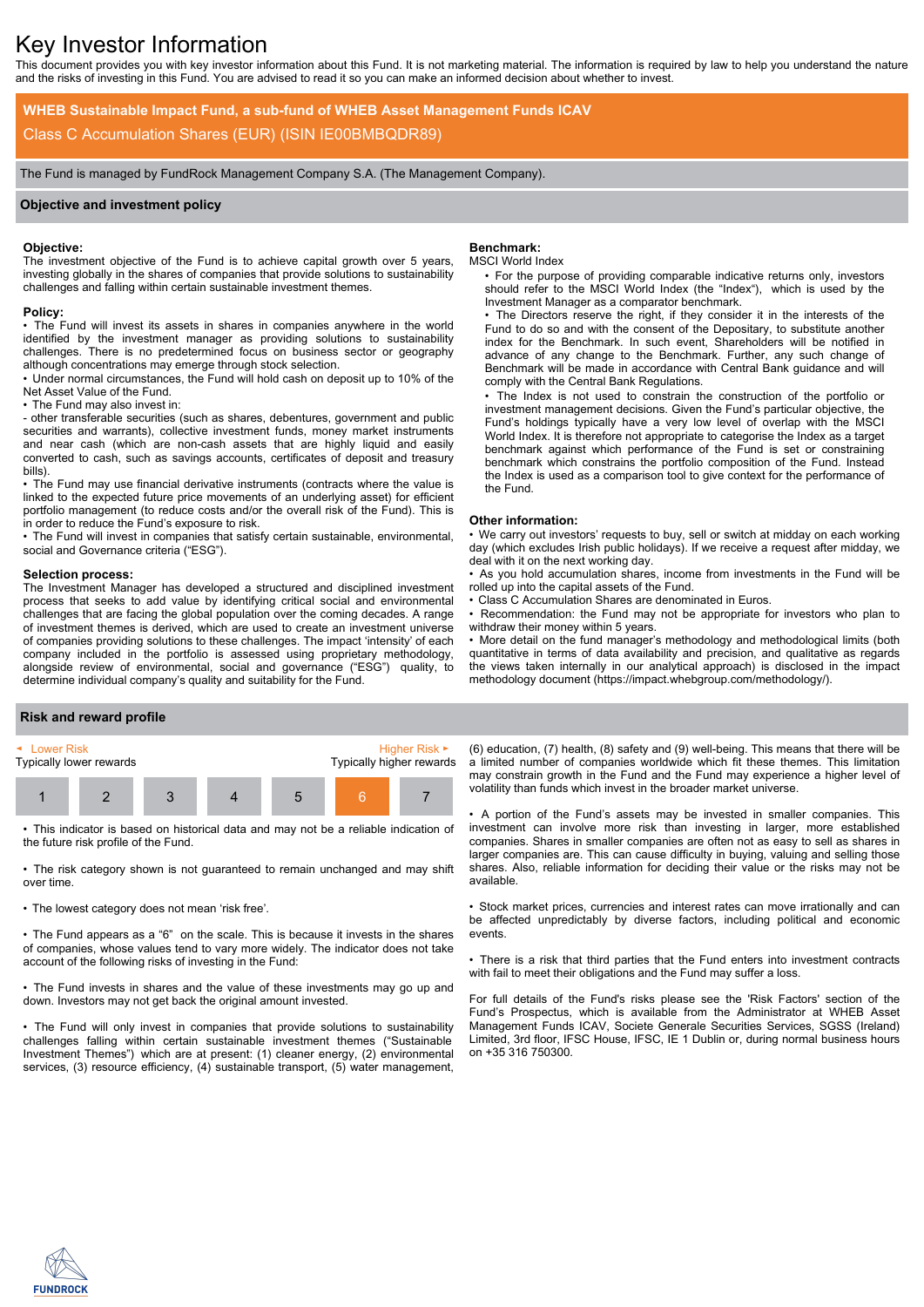# Key Investor Information

This document provides you with key investor information about this Fund. It is not marketing material. The information is required by law to help you understand the nature and the risks of investing in this Fund. You are advised to read it so you can make an informed decision about whether to invest.

## WHEB Sustainable Impact Fund, a sub-fund of WHEB Asset Management Funds ICAV

Class C Accumulation Shares (EUR) (ISIN IE00BMBQDR89)

The Fund is managed by FundRock Management Company S.A. (The Management Company).

## Objective and investment policy

**Objective:**
The investment objective of the Fund is to achieve capital growth over 5 years, investing globally in the shares of companies that provide solutions to sustainability challenges and falling within certain sustainable investment themes.

**Policy:**
• The Fund will invest its assets in shares in companies anywhere in the world identified by the investment manager as providing solutions to sustainability challenges. There is no predetermined focus on business sector or geography although concentrations may emerge through stock selection.
• Under normal circumstances, the Fund will hold cash on deposit up to 10% of the Net Asset Value of the Fund.
• The Fund may also invest in:
- other transferable securities (such as shares, debentures, government and public securities and warrants), collective investment funds, money market instruments and near cash (which are non-cash assets that are highly liquid and easily converted to cash, such as savings accounts, certificates of deposit and treasury bills).
• The Fund may use financial derivative instruments (contracts where the value is linked to the expected future price movements of an underlying asset) for efficient portfolio management (to reduce costs and/or the overall risk of the Fund). This is in order to reduce the Fund's exposure to risk.
• The Fund will invest in companies that satisfy certain sustainable, environmental, social and Governance criteria ("ESG").

**Selection process:**
The Investment Manager has developed a structured and disciplined investment process that seeks to add value by identifying critical social and environmental challenges that are facing the global population over the coming decades. A range of investment themes is derived, which are used to create an investment universe of companies providing solutions to these challenges. The impact 'intensity' of each company included in the portfolio is assessed using proprietary methodology, alongside review of environmental, social and governance ("ESG") quality, to determine individual company's quality and suitability for the Fund.

**Benchmark:**
MSCI World Index
• For the purpose of providing comparable indicative returns only, investors should refer to the MSCI World Index (the "Index"), which is used by the Investment Manager as a comparator benchmark.
• The Directors reserve the right, if they consider it in the interests of the Fund to do so and with the consent of the Depositary, to substitute another index for the Benchmark. In such event, Shareholders will be notified in advance of any change to the Benchmark. Further, any such change of Benchmark will be made in accordance with Central Bank guidance and will comply with the Central Bank Regulations.
• The Index is not used to constrain the construction of the portfolio or investment management decisions. Given the Fund's particular objective, the Fund's holdings typically have a very low level of overlap with the MSCI World Index. It is therefore not appropriate to categorise the Index as a target benchmark against which performance of the Fund is set or constraining benchmark which constrains the portfolio composition of the Fund. Instead the Index is used as a comparison tool to give context for the performance of the Fund.

**Other information:**
• We carry out investors' requests to buy, sell or switch at midday on each working day (which excludes Irish public holidays). If we receive a request after midday, we deal with it on the next working day.
• As you hold accumulation shares, income from investments in the Fund will be rolled up into the capital assets of the Fund.
• Class C Accumulation Shares are denominated in Euros.
• Recommendation: the Fund may not be appropriate for investors who plan to withdraw their money within 5 years.
• More detail on the fund manager's methodology and methodological limits (both quantitative in terms of data availability and precision, and qualitative as regards the views taken internally in our analytical approach) is disclosed in the impact methodology document (https://impact.whebgroup.com/methodology/).

## Risk and reward profile

| Lower Risk<br>Typically lower rewards | | | | | | Higher Risk<br>Typically higher rewards |
|---|---|---|---|---|---|---|
| 1 | 2 | 3 | 4 | 5 | **6** | 7 |

• This indicator is based on historical data and may not be a reliable indication of the future risk profile of the Fund.

• The risk category shown is not guaranteed to remain unchanged and may shift over time.

• The lowest category does not mean 'risk free'.

• The Fund appears as a "6" on the scale. This is because it invests in the shares of companies, whose values tend to vary more widely. The indicator does not take account of the following risks of investing in the Fund:

• The Fund invests in shares and the value of these investments may go up and down. Investors may not get back the original amount invested.

• The Fund will only invest in companies that provide solutions to sustainability challenges falling within certain sustainable investment themes ("Sustainable Investment Themes") which are at present: (1) cleaner energy, (2) environmental services, (3) resource efficiency, (4) sustainable transport, (5) water management, (6) education, (7) health, (8) safety and (9) well-being. This means that there will be a limited number of companies worldwide which fit these themes. This limitation may constrain growth in the Fund and the Fund may experience a higher level of volatility than funds which invest in the broader market universe.

• A portion of the Fund's assets may be invested in smaller companies. This investment can involve more risk than investing in larger, more established companies. Shares in smaller companies are often not as easy to sell as shares in larger companies are. This can cause difficulty in buying, valuing and selling those shares. Also, reliable information for deciding their value or the risks may not be available.

• Stock market prices, currencies and interest rates can move irrationally and can be affected unpredictably by diverse factors, including political and economic events.

• There is a risk that third parties that the Fund enters into investment contracts with fail to meet their obligations and the Fund may suffer a loss.

For full details of the Fund's risks please see the 'Risk Factors' section of the Fund's Prospectus, which is available from the Administrator at WHEB Asset Management Funds ICAV, Societe Generale Securities Services, SGSS (Ireland) Limited, 3rd floor, IFSC House, IFSC, IE 1 Dublin or, during normal business hours on +35 316 750300.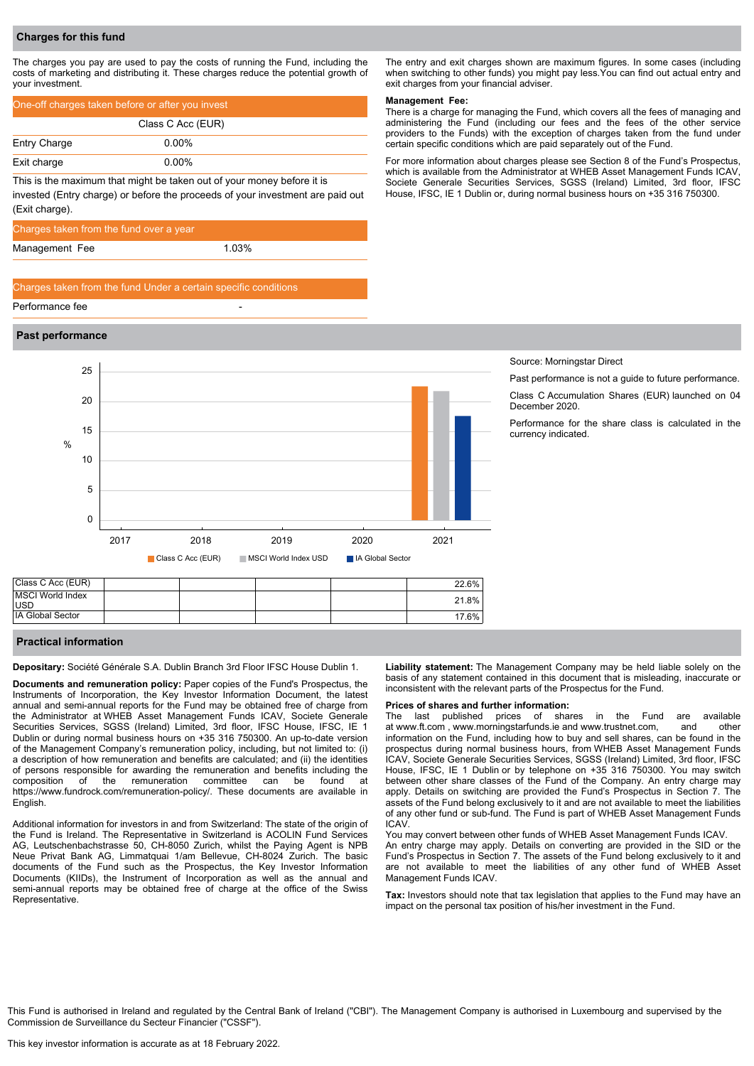## Charges for this fund

The charges you pay are used to pay the costs of running the Fund, including the costs of marketing and distributing it. These charges reduce the potential growth of your investment.

| One-off charges taken before or after you invest | |
|---|---|
| | Class C Acc (EUR) |
| Entry Charge | 0.00% |
| Exit charge | 0.00% |

This is the maximum that might be taken out of your money before it is invested (Entry charge) or before the proceeds of your investment are paid out (Exit charge).

| Charges taken from the fund over a year | |
|---|---|
| Management Fee | 1.03% |

| Charges taken from the fund Under a certain specific conditions | |
|---|---|
| Performance fee | - |

The entry and exit charges shown are maximum figures. In some cases (including when switching to other funds) you might pay less.You can find out actual entry and exit charges from your financial adviser.

**Management Fee:**
There is a charge for managing the Fund, which covers all the fees of managing and administering the Fund (including our fees and the fees of the other service providers to the Funds) with the exception of charges taken from the fund under certain specific conditions which are paid separately out of the Fund.

For more information about charges please see Section 8 of the Fund's Prospectus, which is available from the Administrator at WHEB Asset Management Funds ICAV, Societe Generale Securities Services, SGSS (Ireland) Limited, 3rd floor, IFSC House, IFSC, IE 1 Dublin or, during normal business hours on +35 316 750300.

## Past performance

25
20
15
%
10
5
0
2017 2018 2019 2020 2021

Class C Acc (EUR) MSCI World Index USD IA Global Sector

| | 2017 | 2018 | 2019 | 2020 | 2021 |
|---|---|---|---|---|---|
| Class C Acc (EUR) | | | | | 22.6% |
| MSCI World Index USD | | | | | 21.8% |
| IA Global Sector | | | | | 17.6% |

Source: Morningstar Direct

Past performance is not a guide to future performance.

Class C Accumulation Shares (EUR) launched on 04 December 2020.

Performance for the share class is calculated in the currency indicated.

## Practical information

**Depositary:** Société Générale S.A. Dublin Branch 3rd Floor IFSC House Dublin 1.

**Documents and remuneration policy:** Paper copies of the Fund's Prospectus, the Instruments of Incorporation, the Key Investor Information Document, the latest annual and semi-annual reports for the Fund may be obtained free of charge from the Administrator at WHEB Asset Management Funds ICAV, Societe Generale Securities Services, SGSS (Ireland) Limited, 3rd floor, IFSC House, IFSC, IE 1 Dublin or during normal business hours on +35 316 750300. An up-to-date version of the Management Company's remuneration policy, including, but not limited to: (i) a description of how remuneration and benefits are calculated; and (ii) the identities of persons responsible for awarding the remuneration and benefits including the composition of the remuneration committee can be found at https://www.fundrock.com/remuneration-policy/. These documents are available in English.

Additional information for investors in and from Switzerland: The state of the origin of the Fund is Ireland. The Representative in Switzerland is ACOLIN Fund Services AG, Leutschenbachstrasse 50, CH-8050 Zurich, whilst the Paying Agent is NPB Neue Privat Bank AG, Limmatquai 1/am Bellevue, CH-8024 Zurich. The basic documents of the Fund such as the Prospectus, the Key Investor Information Documents (KIIDs), the Instrument of Incorporation as well as the annual and semi-annual reports may be obtained free of charge at the office of the Swiss Representative.

**Liability statement:** The Management Company may be held liable solely on the basis of any statement contained in this document that is misleading, inaccurate or inconsistent with the relevant parts of the Prospectus for the Fund.

**Prices of shares and further information:**
The last published prices of shares in the Fund are available at www.ft.com , www.morningstarfunds.ie and www.trustnet.com, and other information on the Fund, including how to buy and sell shares, can be found in the prospectus during normal business hours, from WHEB Asset Management Funds ICAV, Societe Generale Securities Services, SGSS (Ireland) Limited, 3rd floor, IFSC House, IFSC, IE 1 Dublin or by telephone on +35 316 750300. You may switch between other share classes of the Fund of the Company. An entry charge may apply. Details on switching are provided the Fund's Prospectus in Section 7. The assets of the Fund belong exclusively to it and are not available to meet the liabilities of any other fund or sub-fund. The Fund is part of WHEB Asset Management Funds ICAV.
You may convert between other funds of WHEB Asset Management Funds ICAV. An entry charge may apply. Details on converting are provided in the SID or the Fund's Prospectus in Section 7. The assets of the Fund belong exclusively to it and are not available to meet the liabilities of any other fund of WHEB Asset Management Funds ICAV.

**Tax:** Investors should note that tax legislation that applies to the Fund may have an impact on the personal tax position of his/her investment in the Fund.

This Fund is authorised in Ireland and regulated by the Central Bank of Ireland ("CBI"). The Management Company is authorised in Luxembourg and supervised by the Commission de Surveillance du Secteur Financier ("CSSF").

This key investor information is accurate as at 18 February 2022.